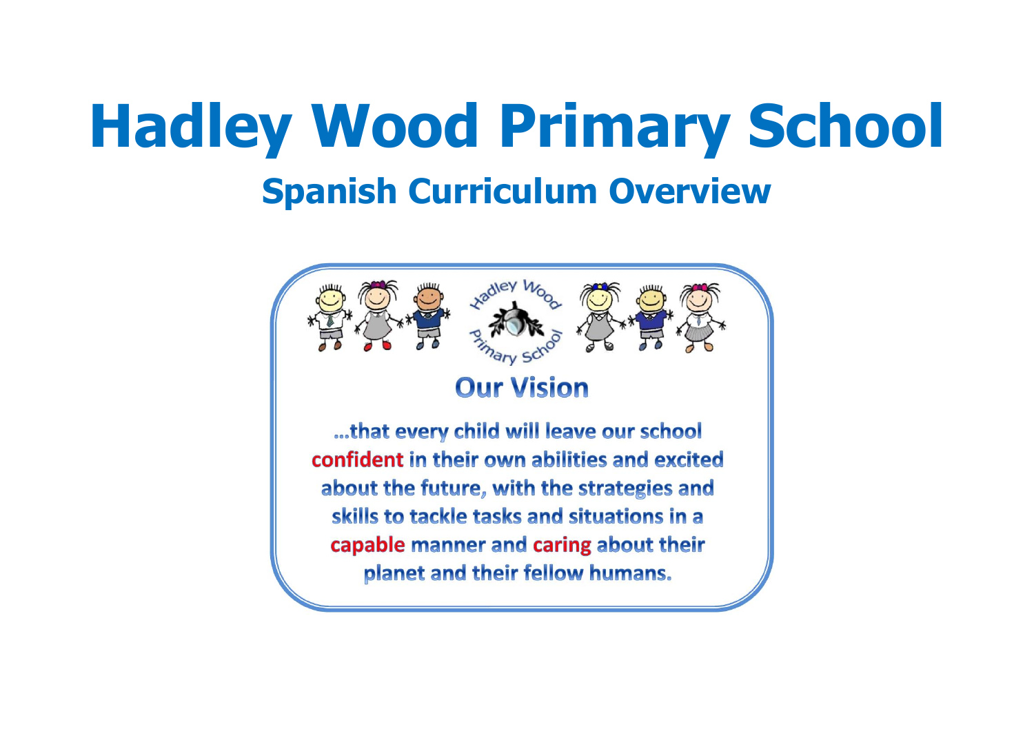# Hadley Wood Primary School

## Spanish Curriculum Overview

### Our Vision

...that every child will leave our school confident in their own abilities and excited about the future, with the strategies and skills to tackle tasks and situations in a capable manner and caring about their planet and their fellow humans.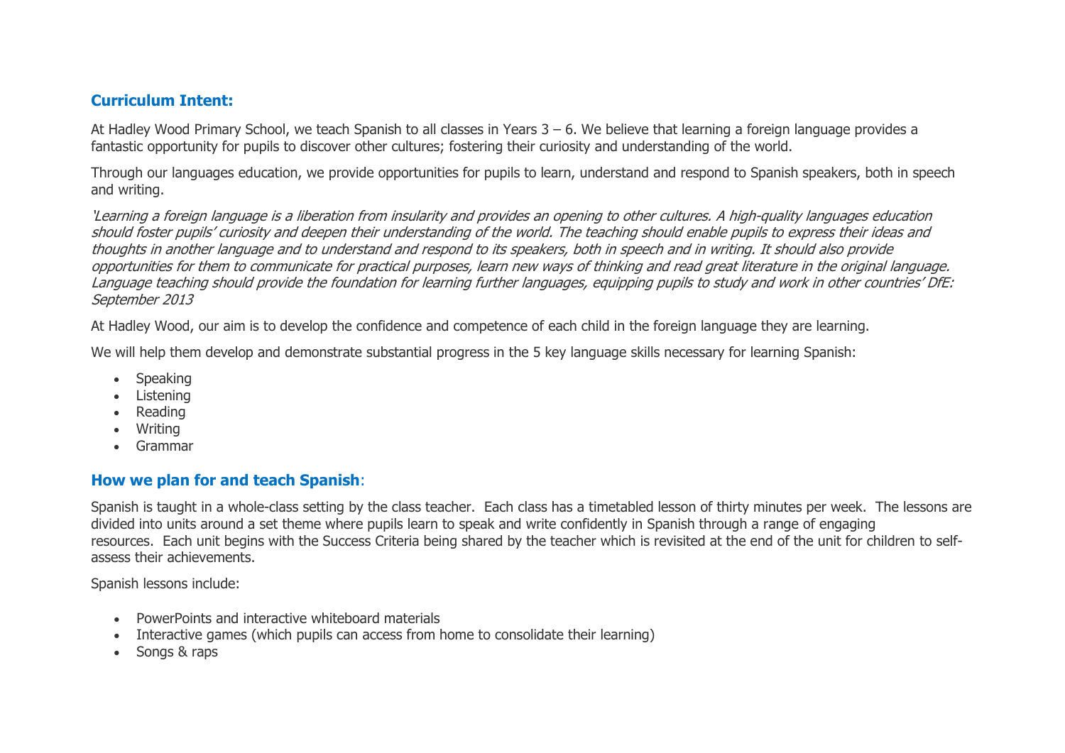## Curriculum Intent:

At Hadley Wood Primary School, we teach Spanish to all classes in Years 3 – 6. We believe that learning a foreign language provides a fantastic opportunity for pupils to discover other cultures; fostering their curiosity and understanding of the world.

Through our languages education, we provide opportunities for pupils to learn, understand and respond to Spanish speakers, both in speech and writing.

*'Learning a foreign language is a liberation from insularity and provides an opening to other cultures. A high-quality languages education should foster pupils' curiosity and deepen their understanding of the world. The teaching should enable pupils to express their ideas and thoughts in another language and to understand and respond to its speakers, both in speech and in writing. It should also provide opportunities for them to communicate for practical purposes, learn new ways of thinking and read great literature in the original language. Language teaching should provide the foundation for learning further languages, equipping pupils to study and work in other countries' DfE: September 2013*

At Hadley Wood, our aim is to develop the confidence and competence of each child in the foreign language they are learning.

We will help them develop and demonstrate substantial progress in the 5 key language skills necessary for learning Spanish:

- Speaking
- Listening
- Reading
- Writing
- Grammar

## How we plan for and teach Spanish:

Spanish is taught in a whole-class setting by the class teacher. Each class has a timetabled lesson of thirty minutes per week. The lessons are divided into units around a set theme where pupils learn to speak and write confidently in Spanish through a range of engaging resources. Each unit begins with the Success Criteria being shared by the teacher which is revisited at the end of the unit for children to self-assess their achievements.

Spanish lessons include:

- PowerPoints and interactive whiteboard materials
- Interactive games (which pupils can access from home to consolidate their learning)
- Songs & raps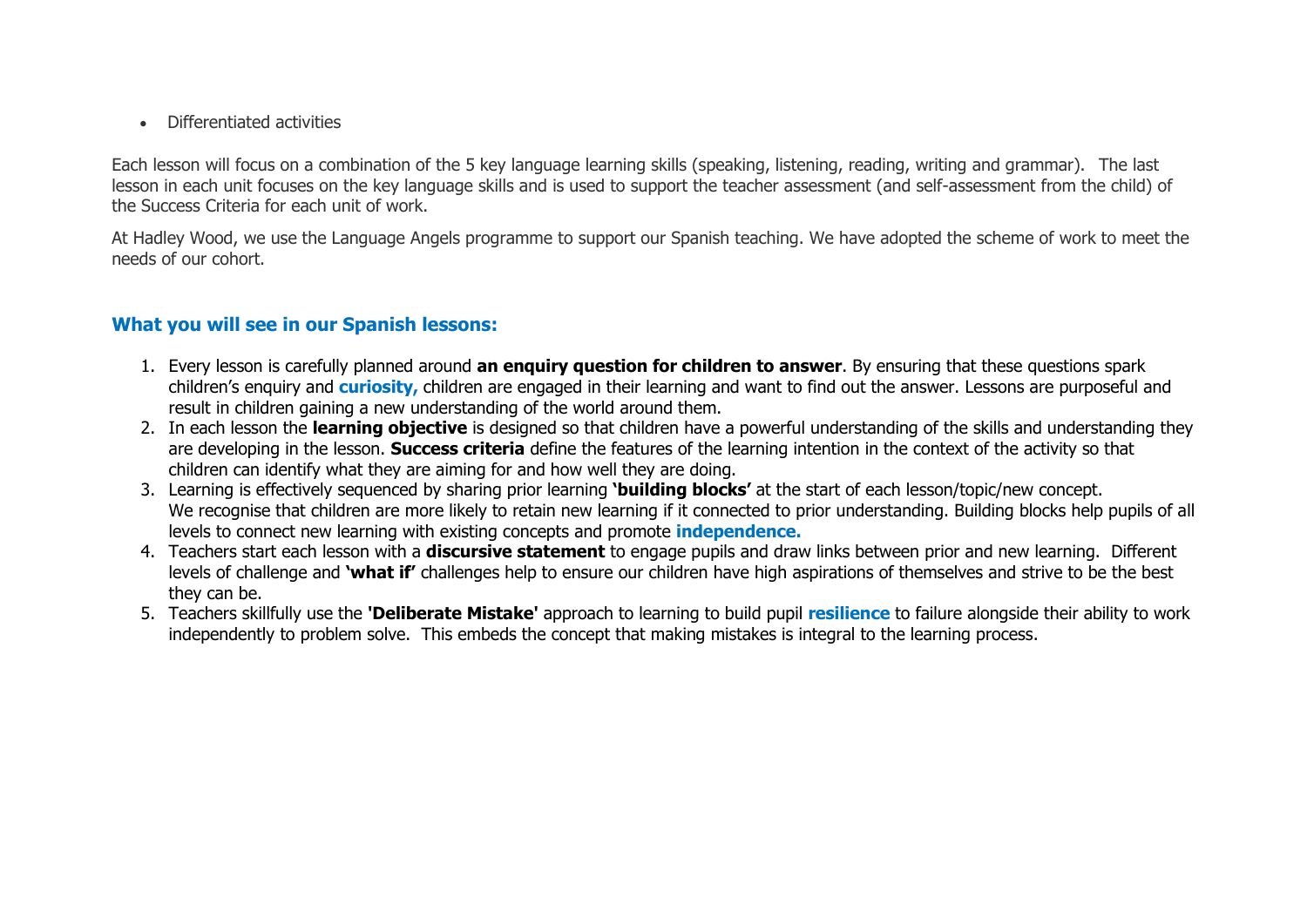- Differentiated activities

Each lesson will focus on a combination of the 5 key language learning skills (speaking, listening, reading, writing and grammar). The last lesson in each unit focuses on the key language skills and is used to support the teacher assessment (and self-assessment from the child) of the Success Criteria for each unit of work.

At Hadley Wood, we use the Language Angels programme to support our Spanish teaching. We have adopted the scheme of work to meet the needs of our cohort.

## What you will see in our Spanish lessons:

1. Every lesson is carefully planned around **an enquiry question for children to answer**. By ensuring that these questions spark children's enquiry and **curiosity,** children are engaged in their learning and want to find out the answer. Lessons are purposeful and result in children gaining a new understanding of the world around them.
2. In each lesson the **learning objective** is designed so that children have a powerful understanding of the skills and understanding they are developing in the lesson. **Success criteria** define the features of the learning intention in the context of the activity so that children can identify what they are aiming for and how well they are doing.
3. Learning is effectively sequenced by sharing prior learning **'building blocks'** at the start of each lesson/topic/new concept. We recognise that children are more likely to retain new learning if it connected to prior understanding. Building blocks help pupils of all levels to connect new learning with existing concepts and promote **independence.**
4. Teachers start each lesson with a **discursive statement** to engage pupils and draw links between prior and new learning. Different levels of challenge and **'what if'** challenges help to ensure our children have high aspirations of themselves and strive to be the best they can be.
5. Teachers skillfully use the **'Deliberate Mistake'** approach to learning to build pupil **resilience** to failure alongside their ability to work independently to problem solve. This embeds the concept that making mistakes is integral to the learning process.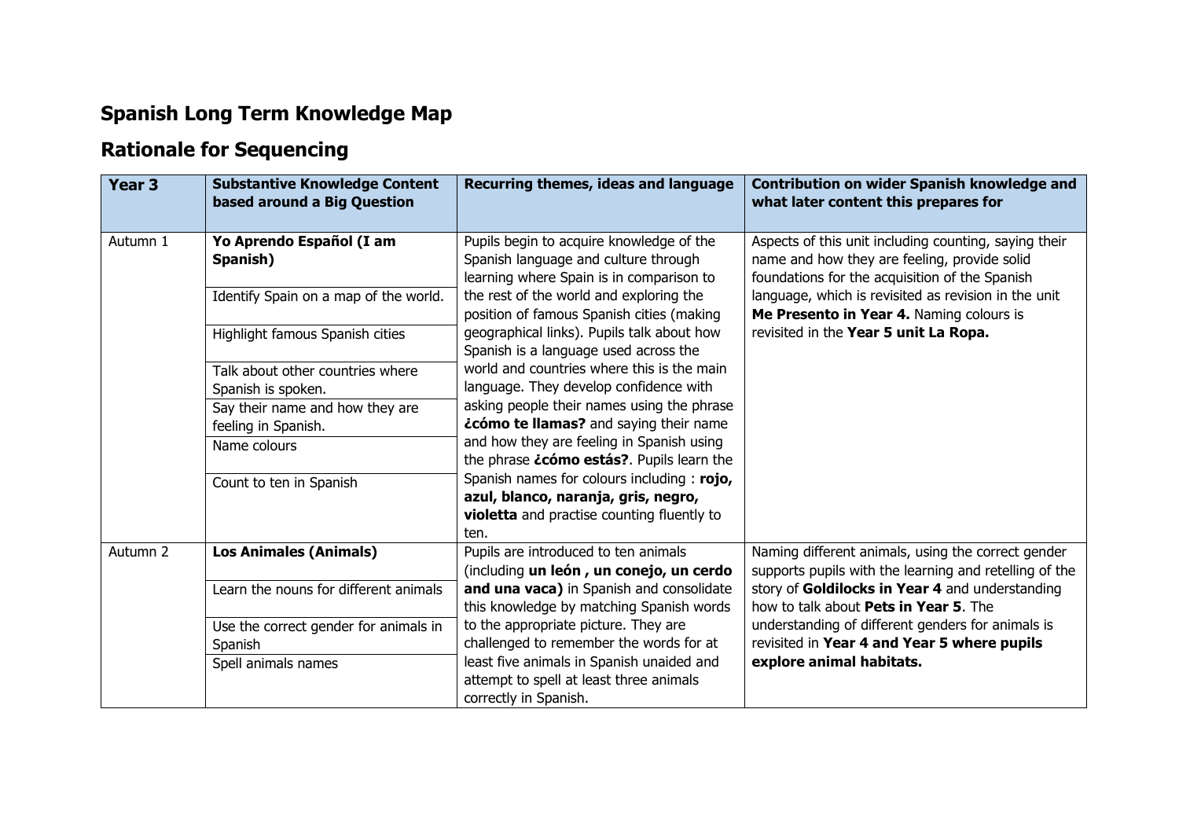# Spanish Long Term Knowledge Map

## Rationale for Sequencing

| Year 3 | Substantive Knowledge Content based around a Big Question | Recurring themes, ideas and language | Contribution on wider Spanish knowledge and what later content this prepares for |
|---|---|---|---|
| Autumn 1 | **Yo Aprendo Español (I am Spanish)**<br>Identify Spain on a map of the world.<br>Highlight famous Spanish cities<br>Talk about other countries where Spanish is spoken.<br>Say their name and how they are feeling in Spanish.<br>Name colours<br>Count to ten in Spanish | Pupils begin to acquire knowledge of the Spanish language and culture through learning where Spain is in comparison to the rest of the world and exploring the position of famous Spanish cities (making geographical links). Pupils talk about how Spanish is a language used across the world and countries where this is the main language. They develop confidence with asking people their names using the phrase **¿cómo te llamas?** and saying their name and how they are feeling in Spanish using the phrase **¿cómo estás?**. Pupils learn the Spanish names for colours including : **rojo, azul, blanco, naranja, gris, negro, violetta** and practise counting fluently to ten. | Aspects of this unit including counting, saying their name and how they are feeling, provide solid foundations for the acquisition of the Spanish language, which is revisited as revision in the unit **Me Presento in Year 4.** Naming colours is revisited in the **Year 5 unit La Ropa.** |
| Autumn 2 | **Los Animales (Animals)**<br>Learn the nouns for different animals<br>Use the correct gender for animals in Spanish<br>Spell animals names | Pupils are introduced to ten animals (including **un león , un conejo, un cerdo and una vaca)** in Spanish and consolidate this knowledge by matching Spanish words to the appropriate picture. They are challenged to remember the words for at least five animals in Spanish unaided and attempt to spell at least three animals correctly in Spanish. | Naming different animals, using the correct gender supports pupils with the learning and retelling of the story of **Goldilocks in Year 4** and understanding how to talk about **Pets in Year 5**. The understanding of different genders for animals is revisited in **Year 4 and Year 5 where pupils explore animal habitats.** |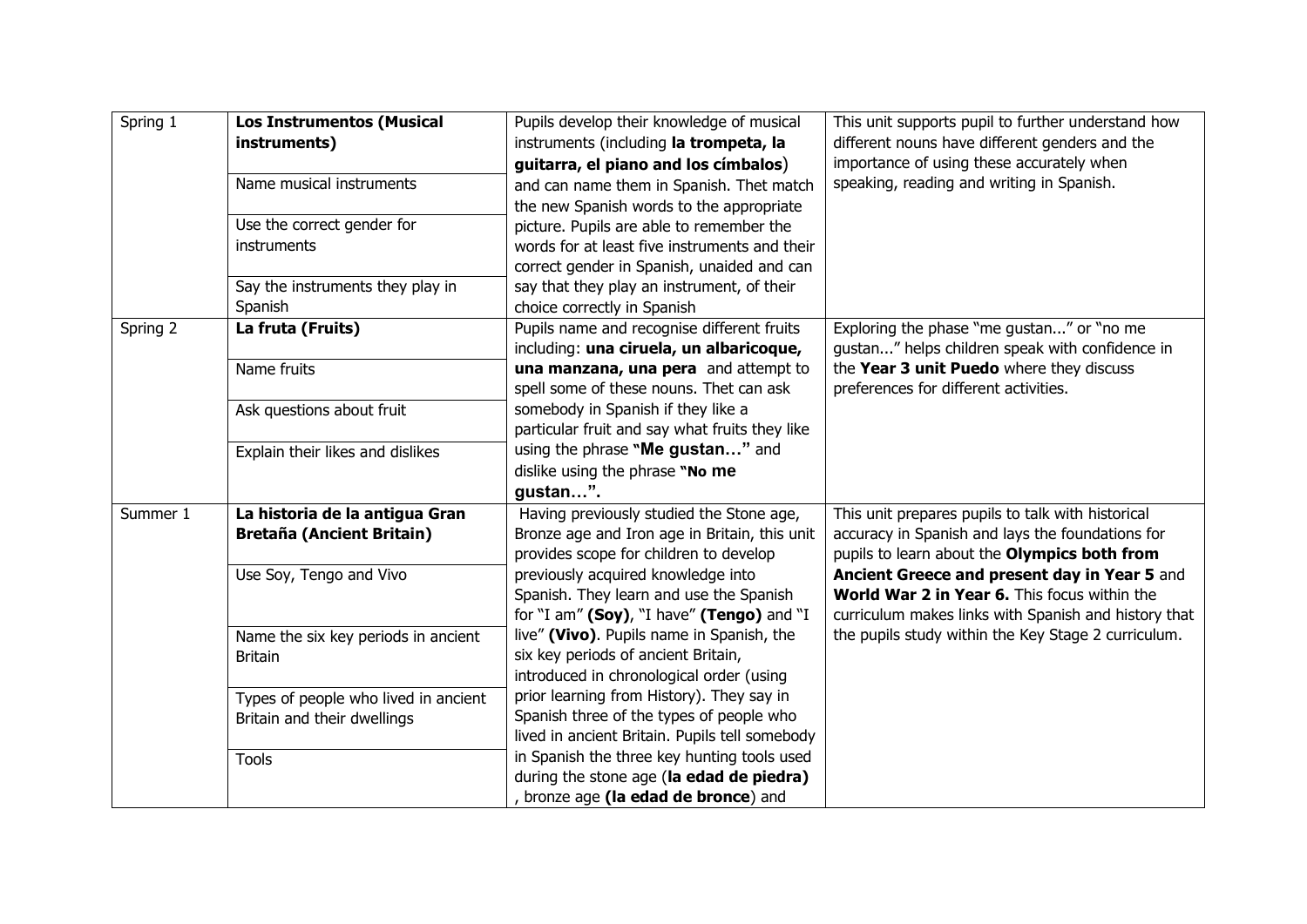| | | | |
|---|---|---|---|
| Spring 1 | **Los Instrumentos (Musical instruments)**<br>Name musical instruments<br>Use the correct gender for instruments<br>Say the instruments they play in Spanish | Pupils develop their knowledge of musical instruments (including **la trompeta, la guitarra, el piano and los címbalos**) and can name them in Spanish. Thet match the new Spanish words to the appropriate picture. Pupils are able to remember the words for at least five instruments and their correct gender in Spanish, unaided and can say that they play an instrument, of their choice correctly in Spanish | This unit supports pupil to further understand how different nouns have different genders and the importance of using these accurately when speaking, reading and writing in Spanish. |
| Spring 2 | **La fruta (Fruits)**<br>Name fruits<br>Ask questions about fruit<br>Explain their likes and dislikes | Pupils name and recognise different fruits including: **una ciruela, un albaricoque, una manzana, una pera** and attempt to spell some of these nouns. Thet can ask somebody in Spanish if they like a particular fruit and say what fruits they like using the phrase **"Me gustan…"** and dislike using the phrase **"No me gustan…".** | Exploring the phase "me gustan..." or "no me gustan..." helps children speak with confidence in the **Year 3 unit Puedo** where they discuss preferences for different activities. |
| Summer 1 | **La historia de la antigua Gran Bretaña (Ancient Britain)**<br>Use Soy, Tengo and Vivo<br>Name the six key periods in ancient Britain<br>Types of people who lived in ancient Britain and their dwellings<br>Tools | Having previously studied the Stone age, Bronze age and Iron age in Britain, this unit provides scope for children to develop previously acquired knowledge into Spanish. They learn and use the Spanish for "I am" **(Soy)**, "I have" **(Tengo)** and "I live" **(Vivo)**. Pupils name in Spanish, the six key periods of ancient Britain, introduced in chronological order (using prior learning from History). They say in Spanish three of the types of people who lived in ancient Britain. Pupils tell somebody in Spanish the three key hunting tools used during the stone age (**la edad de piedra)** , bronze age **(la edad de bronce**) and | This unit prepares pupils to talk with historical accuracy in Spanish and lays the foundations for pupils to learn about the **Olympics both from Ancient Greece and present day in Year 5** and **World War 2 in Year 6.** This focus within the curriculum makes links with Spanish and history that the pupils study within the Key Stage 2 curriculum. |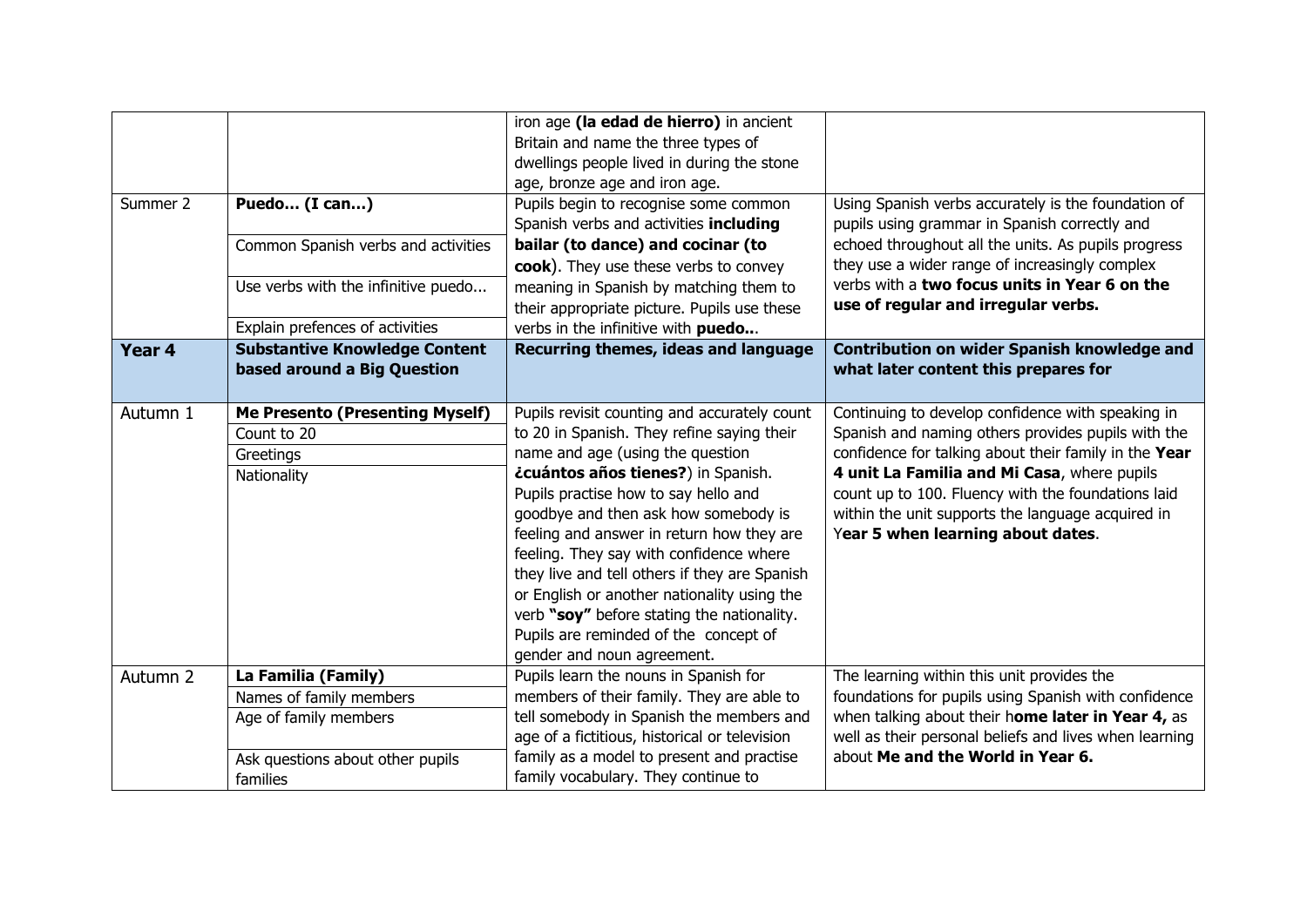| | | | |
|---|---|---|---|
| | | iron age **(la edad de hierro)** in ancient Britain and name the three types of dwellings people lived in during the stone age, bronze age and iron age. | |
| Summer 2 | **Puedo… (I can…)**<br>Common Spanish verbs and activities<br>Use verbs with the infinitive puedo...<br>Explain prefences of activities | Pupils begin to recognise some common Spanish verbs and activities **including bailar (to dance) and cocinar (to cook**). They use these verbs to convey meaning in Spanish by matching them to their appropriate picture. Pupils use these verbs in the infinitive with **puedo..**. | Using Spanish verbs accurately is the foundation of pupils using grammar in Spanish correctly and echoed throughout all the units. As pupils progress they use a wider range of increasingly complex verbs with a **two focus units in Year 6 on the use of regular and irregular verbs.** |
| **Year 4** | **Substantive Knowledge Content based around a Big Question** | **Recurring themes, ideas and language** | **Contribution on wider Spanish knowledge and what later content this prepares for** |
| Autumn 1 | **Me Presento (Presenting Myself)**<br>Count to 20<br>Greetings<br>Nationality | Pupils revisit counting and accurately count to 20 in Spanish. They refine saying their name and age (using the question **¿cuántos años tienes?**) in Spanish. Pupils practise how to say hello and goodbye and then ask how somebody is feeling and answer in return how they are feeling. They say with confidence where they live and tell others if they are Spanish or English or another nationality using the verb **"soy"** before stating the nationality. Pupils are reminded of the concept of gender and noun agreement. | Continuing to develop confidence with speaking in Spanish and naming others provides pupils with the confidence for talking about their family in the **Year 4 unit La Familia and Mi Casa**, where pupils count up to 100. Fluency with the foundations laid within the unit supports the language acquired in Y**ear 5 when learning about dates**. |
| Autumn 2 | **La Familia (Family)**<br>Names of family members<br>Age of family members<br>Ask questions about other pupils families | Pupils learn the nouns in Spanish for members of their family. They are able to tell somebody in Spanish the members and age of a fictitious, historical or television family as a model to present and practise family vocabulary. They continue to | The learning within this unit provides the foundations for pupils using Spanish with confidence when talking about their h**ome later in Year 4,** as well as their personal beliefs and lives when learning about **Me and the World in Year 6.** |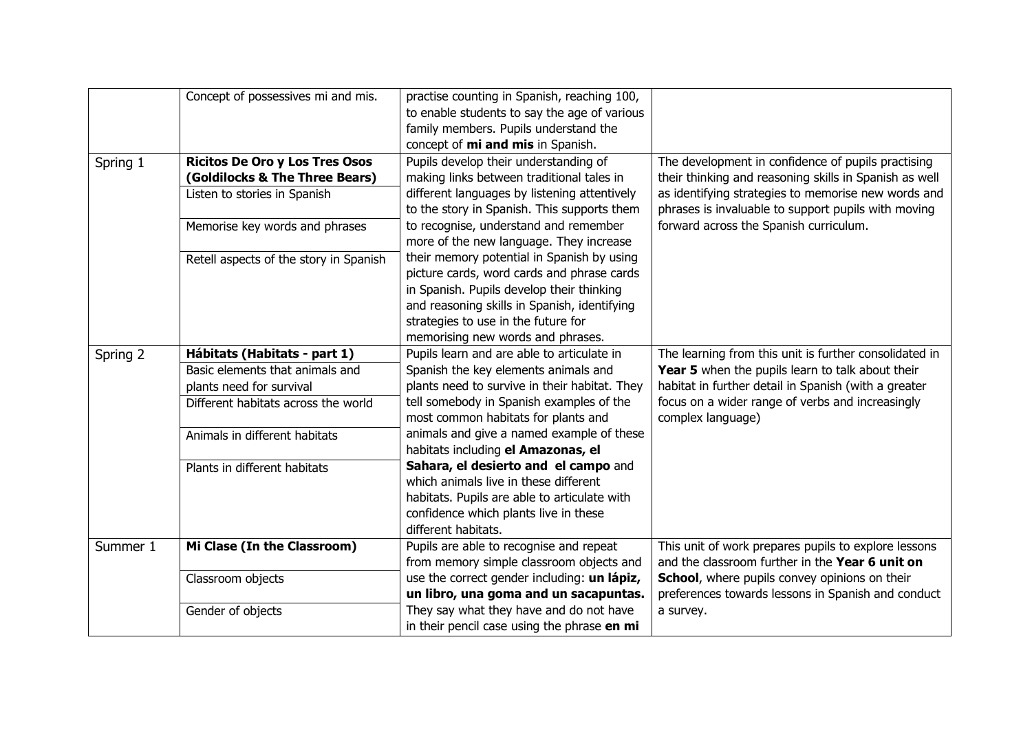| | | | |
|---|---|---|---|
| | Concept of possessives mi and mis. | practise counting in Spanish, reaching 100, to enable students to say the age of various family members. Pupils understand the concept of **mi and mis** in Spanish. | |
| Spring 1 | **Ricitos De Oro y Los Tres Osos (Goldilocks & The Three Bears)**<br>Listen to stories in Spanish<br>Memorise key words and phrases<br>Retell aspects of the story in Spanish | Pupils develop their understanding of making links between traditional tales in different languages by listening attentively to the story in Spanish. This supports them to recognise, understand and remember more of the new language. They increase their memory potential in Spanish by using picture cards, word cards and phrase cards in Spanish. Pupils develop their thinking and reasoning skills in Spanish, identifying strategies to use in the future for memorising new words and phrases. | The development in confidence of pupils practising their thinking and reasoning skills in Spanish as well as identifying strategies to memorise new words and phrases is invaluable to support pupils with moving forward across the Spanish curriculum. |
| Spring 2 | **Hábitats (Habitats - part 1)**<br>Basic elements that animals and plants need for survival<br>Different habitats across the world<br>Animals in different habitats<br>Plants in different habitats | Pupils learn and are able to articulate in Spanish the key elements animals and plants need to survive in their habitat. They tell somebody in Spanish examples of the most common habitats for plants and animals and give a named example of these habitats including **el Amazonas, el Sahara, el desierto and el campo** and which animals live in these different habitats. Pupils are able to articulate with confidence which plants live in these different habitats. | The learning from this unit is further consolidated in **Year 5** when the pupils learn to talk about their habitat in further detail in Spanish (with a greater focus on a wider range of verbs and increasingly complex language) |
| Summer 1 | **Mi Clase (In the Classroom)**<br>Classroom objects<br>Gender of objects | Pupils are able to recognise and repeat from memory simple classroom objects and use the correct gender including: **un lápiz, un libro, una goma and un sacapuntas.** They say what they have and do not have in their pencil case using the phrase **en mi** | This unit of work prepares pupils to explore lessons and the classroom further in the **Year 6 unit on School**, where pupils convey opinions on their preferences towards lessons in Spanish and conduct a survey. |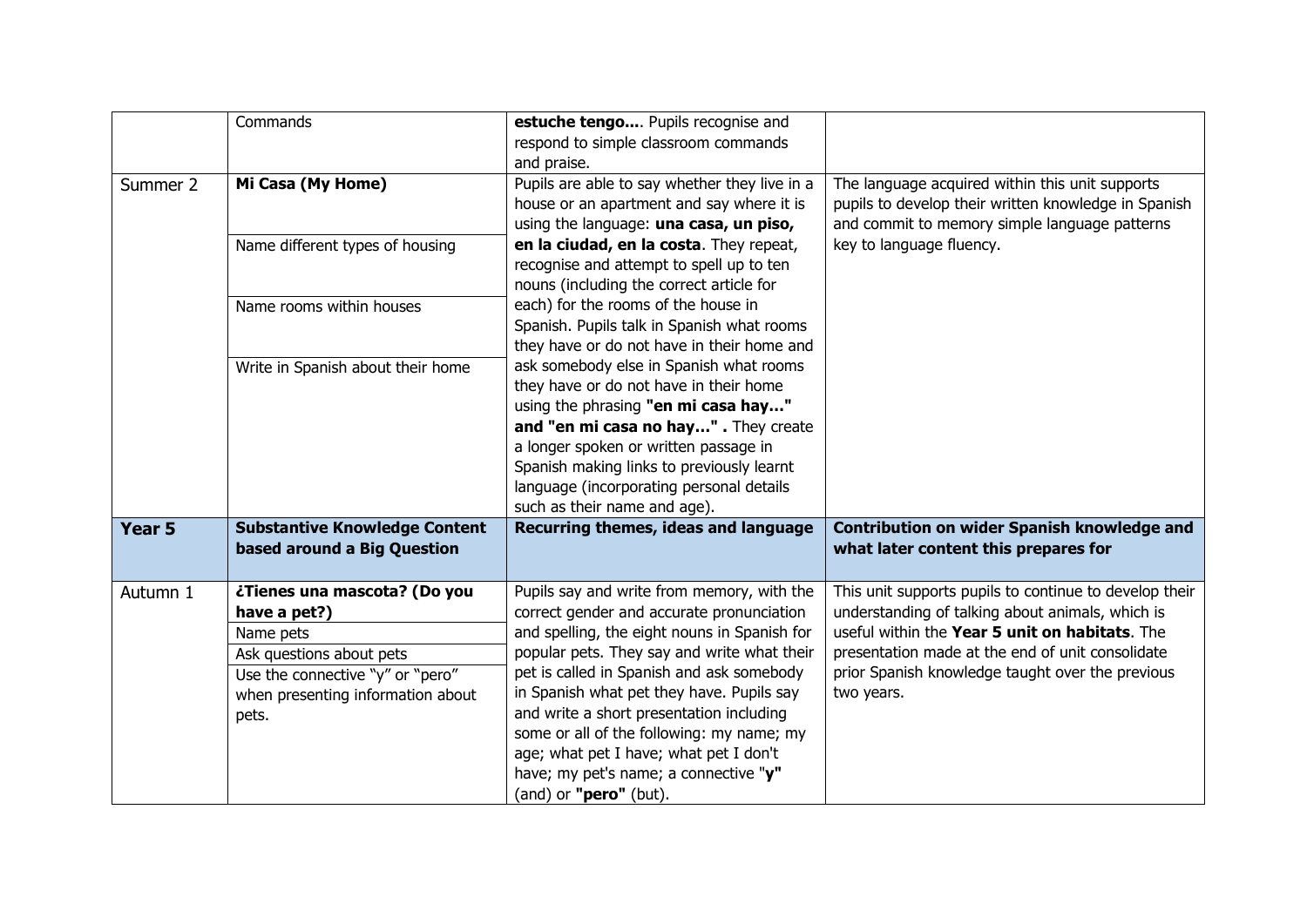| | | | |
|---|---|---|---|
| | Commands | **estuche tengo….** Pupils recognise and respond to simple classroom commands and praise. | |
| Summer 2 | **Mi Casa (My Home)**<br>Name different types of housing<br>Name rooms within houses<br>Write in Spanish about their home | Pupils are able to say whether they live in a house or an apartment and say where it is using the language: **una casa, un piso, en la ciudad, en la costa**. They repeat, recognise and attempt to spell up to ten nouns (including the correct article for each) for the rooms of the house in Spanish. Pupils talk in Spanish what rooms they have or do not have in their home and ask somebody else in Spanish what rooms they have or do not have in their home using the phrasing **"en mi casa hay…" and "en mi casa no hay…" .** They create a longer spoken or written passage in Spanish making links to previously learnt language (incorporating personal details such as their name and age). | The language acquired within this unit supports pupils to develop their written knowledge in Spanish and commit to memory simple language patterns key to language fluency. |
| **Year 5** | **Substantive Knowledge Content based around a Big Question** | **Recurring themes, ideas and language** | **Contribution on wider Spanish knowledge and what later content this prepares for** |
| Autumn 1 | **¿Tienes una mascota? (Do you have a pet?)**<br>Name pets<br>Ask questions about pets<br>Use the connective "y" or "pero" when presenting information about pets. | Pupils say and write from memory, with the correct gender and accurate pronunciation and spelling, the eight nouns in Spanish for popular pets. They say and write what their pet is called in Spanish and ask somebody in Spanish what pet they have. Pupils say and write a short presentation including some or all of the following: my name; my age; what pet I have; what pet I don't have; my pet's name; a connective "**y**" (and) or **"pero"** (but). | This unit supports pupils to continue to develop their understanding of talking about animals, which is useful within the **Year 5 unit on habitats**. The presentation made at the end of unit consolidate prior Spanish knowledge taught over the previous two years. |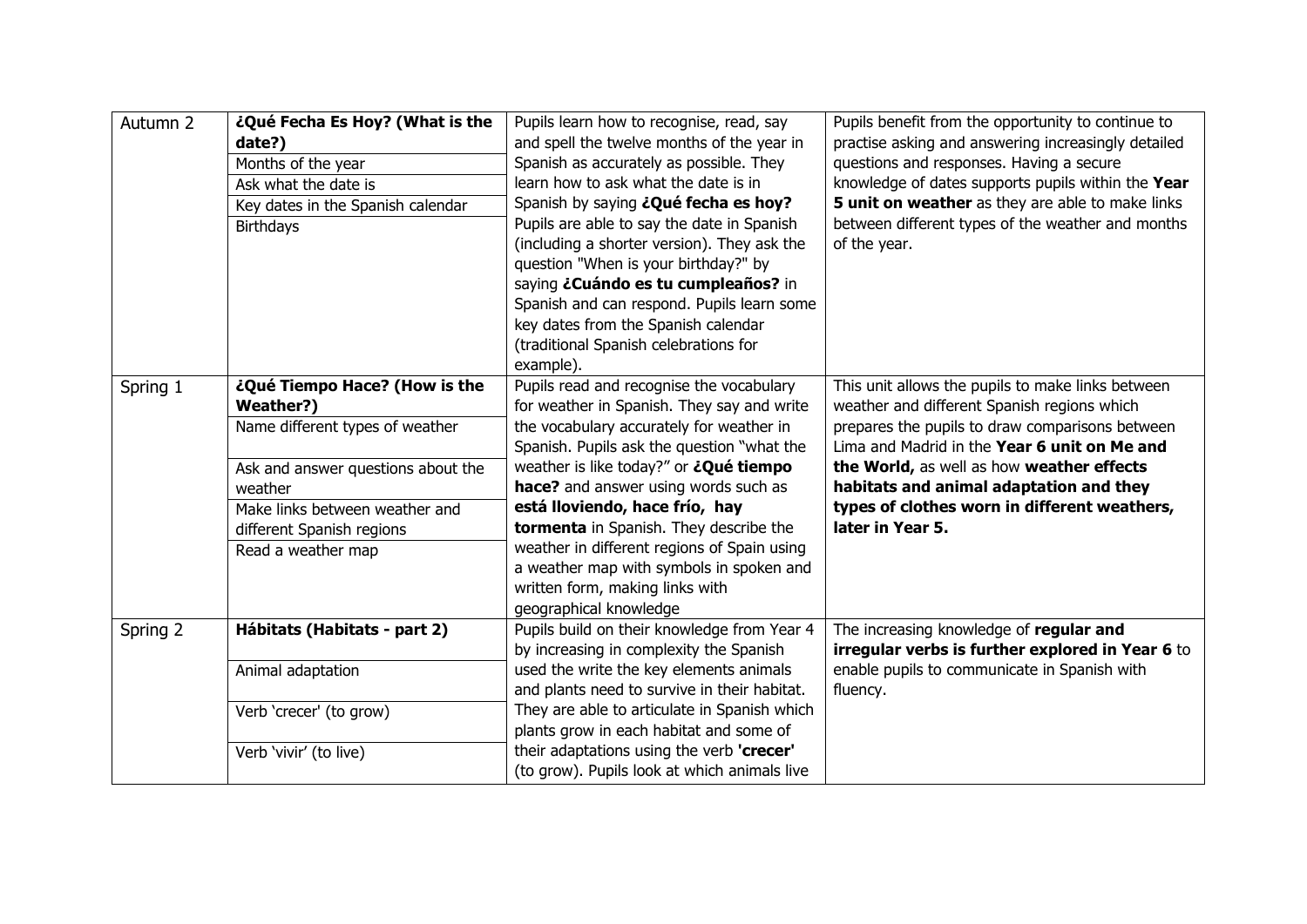| | | | |
|---|---|---|---|
| Autumn 2 | **¿Qué Fecha Es Hoy? (What is the date?)**<br>Months of the year<br>Ask what the date is<br>Key dates in the Spanish calendar<br>Birthdays | Pupils learn how to recognise, read, say and spell the twelve months of the year in Spanish as accurately as possible. They learn how to ask what the date is in Spanish by saying **¿Qué fecha es hoy?** Pupils are able to say the date in Spanish (including a shorter version). They ask the question "When is your birthday?" by saying **¿Cuándo es tu cumpleaños?** in Spanish and can respond. Pupils learn some key dates from the Spanish calendar (traditional Spanish celebrations for example). | Pupils benefit from the opportunity to continue to practise asking and answering increasingly detailed questions and responses. Having a secure knowledge of dates supports pupils within the **Year 5 unit on weather** as they are able to make links between different types of the weather and months of the year. |
| Spring 1 | **¿Qué Tiempo Hace? (How is the Weather?)**<br>Name different types of weather<br>Ask and answer questions about the weather<br>Make links between weather and different Spanish regions<br>Read a weather map | Pupils read and recognise the vocabulary for weather in Spanish. They say and write the vocabulary accurately for weather in Spanish. Pupils ask the question "what the weather is like today?" or **¿Qué tiempo hace?** and answer using words such as **está lloviendo, hace frío, hay tormenta** in Spanish. They describe the weather in different regions of Spain using a weather map with symbols in spoken and written form, making links with geographical knowledge | This unit allows the pupils to make links between weather and different Spanish regions which prepares the pupils to draw comparisons between Lima and Madrid in the **Year 6 unit on Me and the World,** as well as how **weather effects habitats and animal adaptation and they types of clothes worn in different weathers, later in Year 5.** |
| Spring 2 | **Hábitats (Habitats - part 2)**<br>Animal adaptation<br>Verb 'crecer' (to grow)<br>Verb 'vivir' (to live) | Pupils build on their knowledge from Year 4 by increasing in complexity the Spanish used the write the key elements animals and plants need to survive in their habitat. They are able to articulate in Spanish which plants grow in each habitat and some of their adaptations using the verb **'crecer'** (to grow). Pupils look at which animals live | The increasing knowledge of **regular and irregular verbs is further explored in Year 6** to enable pupils to communicate in Spanish with fluency. |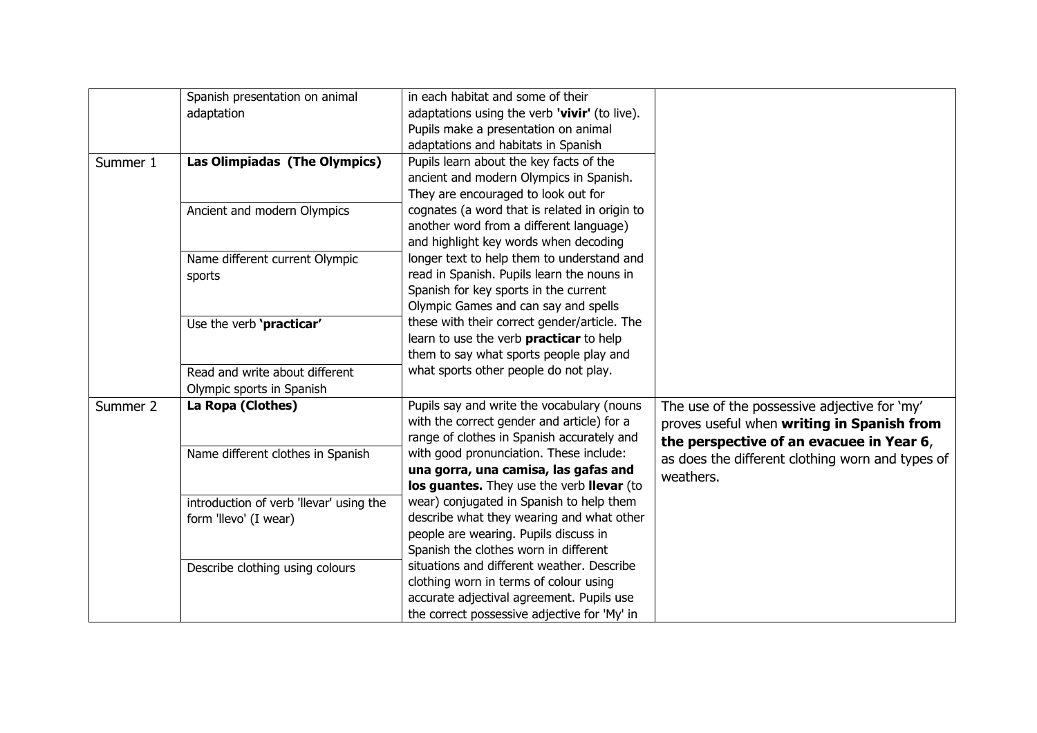| | | | |
|---|---|---|---|
| | Spanish presentation on animal adaptation | in each habitat and some of their adaptations using the verb **'vivir'** (to live). Pupils make a presentation on animal adaptations and habitats in Spanish | |
| Summer 1 | **Las Olimpiadas (The Olympics)**<br><br>Ancient and modern Olympics<br><br>Name different current Olympic sports<br><br>Use the verb **'practicar'**<br><br>Read and write about different Olympic sports in Spanish | Pupils learn about the key facts of the ancient and modern Olympics in Spanish. They are encouraged to look out for cognates (a word that is related in origin to another word from a different language) and highlight key words when decoding longer text to help them to understand and read in Spanish. Pupils learn the nouns in Spanish for key sports in the current Olympic Games and can say and spells these with their correct gender/article. The learn to use the verb **practicar** to help them to say what sports people play and what sports other people do not play. | |
| Summer 2 | **La Ropa (Clothes)**<br><br>Name different clothes in Spanish<br><br>introduction of verb 'llevar' using the form 'llevo' (I wear)<br><br>Describe clothing using colours | Pupils say and write the vocabulary (nouns with the correct gender and article) for a range of clothes in Spanish accurately and with good pronunciation. These include: **una gorra, una camisa, las gafas and los guantes.** They use the verb **llevar** (to wear) conjugated in Spanish to help them describe what they wearing and what other people are wearing. Pupils discuss in Spanish the clothes worn in different situations and different weather. Describe clothing worn in terms of colour using accurate adjectival agreement. Pupils use the correct possessive adjective for 'My' in | The use of the possessive adjective for 'my' proves useful when **writing in Spanish from the perspective of an evacuee in Year 6**, as does the different clothing worn and types of weathers. |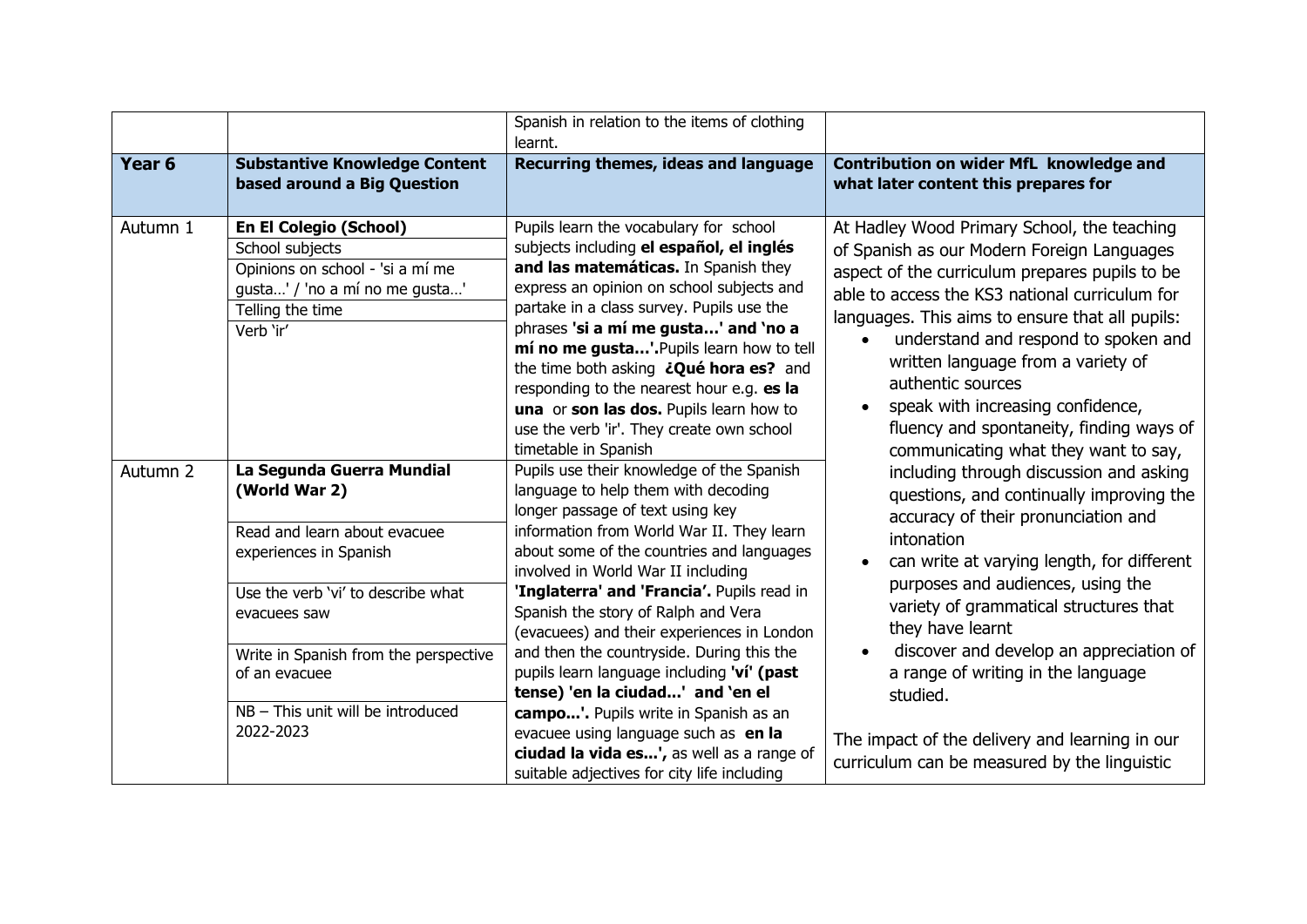| | | Spanish in relation to the items of clothing learnt. | |
|---|---|---|---|
| **Year 6** | **Substantive Knowledge Content based around a Big Question** | **Recurring themes, ideas and language** | **Contribution on wider MfL knowledge and what later content this prepares for** |
| Autumn 1 | **En El Colegio (School)**<br>School subjects<br>Opinions on school - 'si a mí me gusta…' / 'no a mí no me gusta…'<br>Telling the time<br>Verb 'ir' | Pupils learn the vocabulary for school subjects including **el español, el inglés and las matemáticas.** In Spanish they express an opinion on school subjects and partake in a class survey. Pupils use the phrases **'si a mí me gusta…' and 'no a mí no me gusta…'.** Pupils learn how to tell the time both asking **¿Qué hora es?** and responding to the nearest hour e.g. **es la una** or **son las dos.** Pupils learn how to use the verb 'ir'. They create own school timetable in Spanish | At Hadley Wood Primary School, the teaching of Spanish as our Modern Foreign Languages aspect of the curriculum prepares pupils to be able to access the KS3 national curriculum for languages. This aims to ensure that all pupils:<br>• understand and respond to spoken and written language from a variety of authentic sources<br>• speak with increasing confidence, fluency and spontaneity, finding ways of communicating what they want to say, including through discussion and asking questions, and continually improving the accuracy of their pronunciation and intonation<br>• can write at varying length, for different purposes and audiences, using the variety of grammatical structures that they have learnt<br>• discover and develop an appreciation of a range of writing in the language studied.<br><br>The impact of the delivery and learning in our curriculum can be measured by the linguistic |
| Autumn 2 | **La Segunda Guerra Mundial (World War 2)**<br>Read and learn about evacuee experiences in Spanish<br>Use the verb 'vi' to describe what evacuees saw<br>Write in Spanish from the perspective of an evacuee<br>NB – This unit will be introduced 2022-2023 | Pupils use their knowledge of the Spanish language to help them with decoding longer passage of text using key information from World War II. They learn about some of the countries and languages involved in World War II including **'Inglaterra' and 'Francia'.** Pupils read in Spanish the story of Ralph and Vera (evacuees) and their experiences in London and then the countryside. During this the pupils learn language including **'ví' (past tense) 'en la ciudad...' and 'en el campo...'.** Pupils write in Spanish as an evacuee using language such as **en la ciudad la vida es...',** as well as a range of suitable adjectives for city life including | |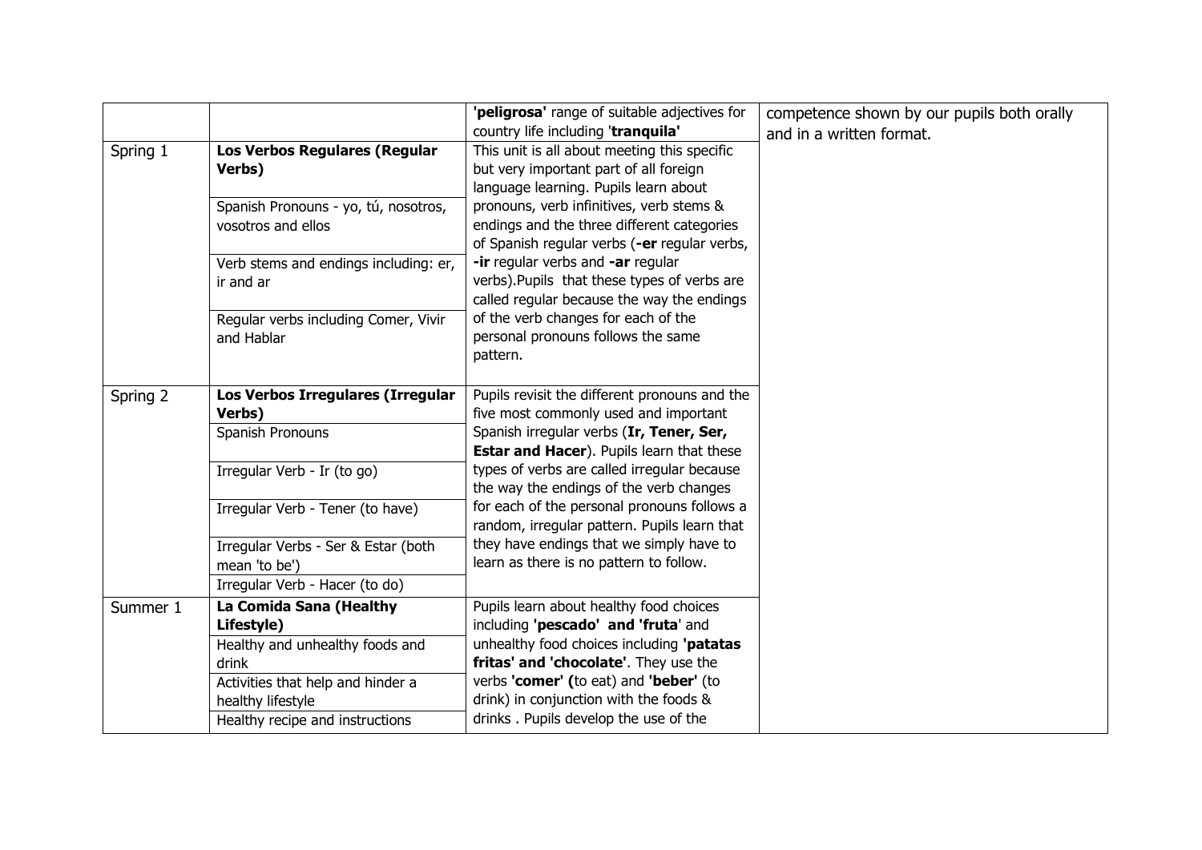| | | | |
|---|---|---|---|
| | | **'peligrosa'** range of suitable adjectives for country life including '**tranquila'** | competence shown by our pupils both orally and in a written format. |
| Spring 1 | **Los Verbos Regulares (Regular Verbs)**<br>Spanish Pronouns - yo, tú, nosotros, vosotros and ellos<br>Verb stems and endings including: er, ir and ar<br>Regular verbs including Comer, Vivir and Hablar | This unit is all about meeting this specific but very important part of all foreign language learning. Pupils learn about pronouns, verb infinitives, verb stems & endings and the three different categories of Spanish regular verbs (**-er** regular verbs, **-ir** regular verbs and **-ar** regular verbs).Pupils that these types of verbs are called regular because the way the endings of the verb changes for each of the personal pronouns follows the same pattern. | |
| Spring 2 | **Los Verbos Irregulares (Irregular Verbs)**<br>Spanish Pronouns<br>Irregular Verb - Ir (to go)<br>Irregular Verb - Tener (to have)<br>Irregular Verbs - Ser & Estar (both mean 'to be')<br>Irregular Verb - Hacer (to do) | Pupils revisit the different pronouns and the five most commonly used and important Spanish irregular verbs (**Ir, Tener, Ser, Estar and Hacer**). Pupils learn that these types of verbs are called irregular because the way the endings of the verb changes for each of the personal pronouns follows a random, irregular pattern. Pupils learn that they have endings that we simply have to learn as there is no pattern to follow. | |
| Summer 1 | **La Comida Sana (Healthy Lifestyle)**<br>Healthy and unhealthy foods and drink<br>Activities that help and hinder a healthy lifestyle<br>Healthy recipe and instructions | Pupils learn about healthy food choices including **'pescado' and 'fruta'** and unhealthy food choices including **'patatas fritas' and 'chocolate'**. They use the verbs **'comer' (**to eat) and **'beber'** (to drink) in conjunction with the foods & drinks . Pupils develop the use of the | |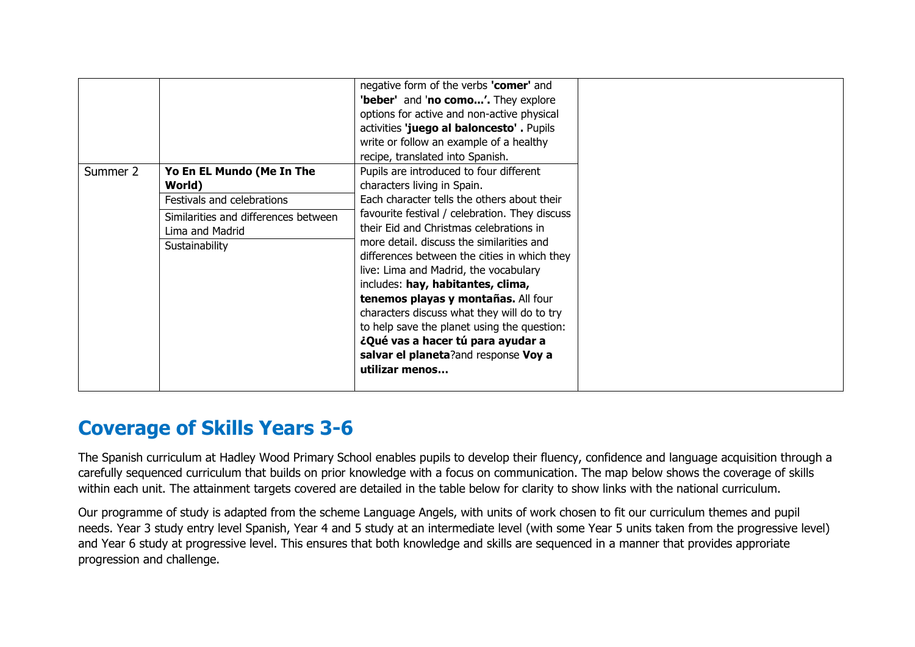| | | | |
|---|---|---|---|
| | | negative form of the verbs **'comer'** and **'beber'** and '**no como…'.** They explore options for active and non-active physical activities **'juego al baloncesto' .** Pupils write or follow an example of a healthy recipe, translated into Spanish. | |
| Summer 2 | **Yo En EL Mundo (Me In The World)**<br>Festivals and celebrations<br>Similarities and differences between Lima and Madrid<br>Sustainability | Pupils are introduced to four different characters living in Spain. Each character tells the others about their favourite festival / celebration. They discuss their Eid and Christmas celebrations in more detail. discuss the similarities and differences between the cities in which they live: Lima and Madrid, the vocabulary includes: **hay, habitantes, clima, tenemos playas y montañas.** All four characters discuss what they will do to try to help save the planet using the question: **¿Qué vas a hacer tú para ayudar a salvar el planeta**?and response **Voy a utilizar menos…** | |

## Coverage of Skills Years 3-6

The Spanish curriculum at Hadley Wood Primary School enables pupils to develop their fluency, confidence and language acquisition through a carefully sequenced curriculum that builds on prior knowledge with a focus on communication. The map below shows the coverage of skills within each unit. The attainment targets covered are detailed in the table below for clarity to show links with the national curriculum.

Our programme of study is adapted from the scheme Language Angels, with units of work chosen to fit our curriculum themes and pupil needs. Year 3 study entry level Spanish, Year 4 and 5 study at an intermediate level (with some Year 5 units taken from the progressive level) and Year 6 study at progressive level. This ensures that both knowledge and skills are sequenced in a manner that provides approriate progression and challenge.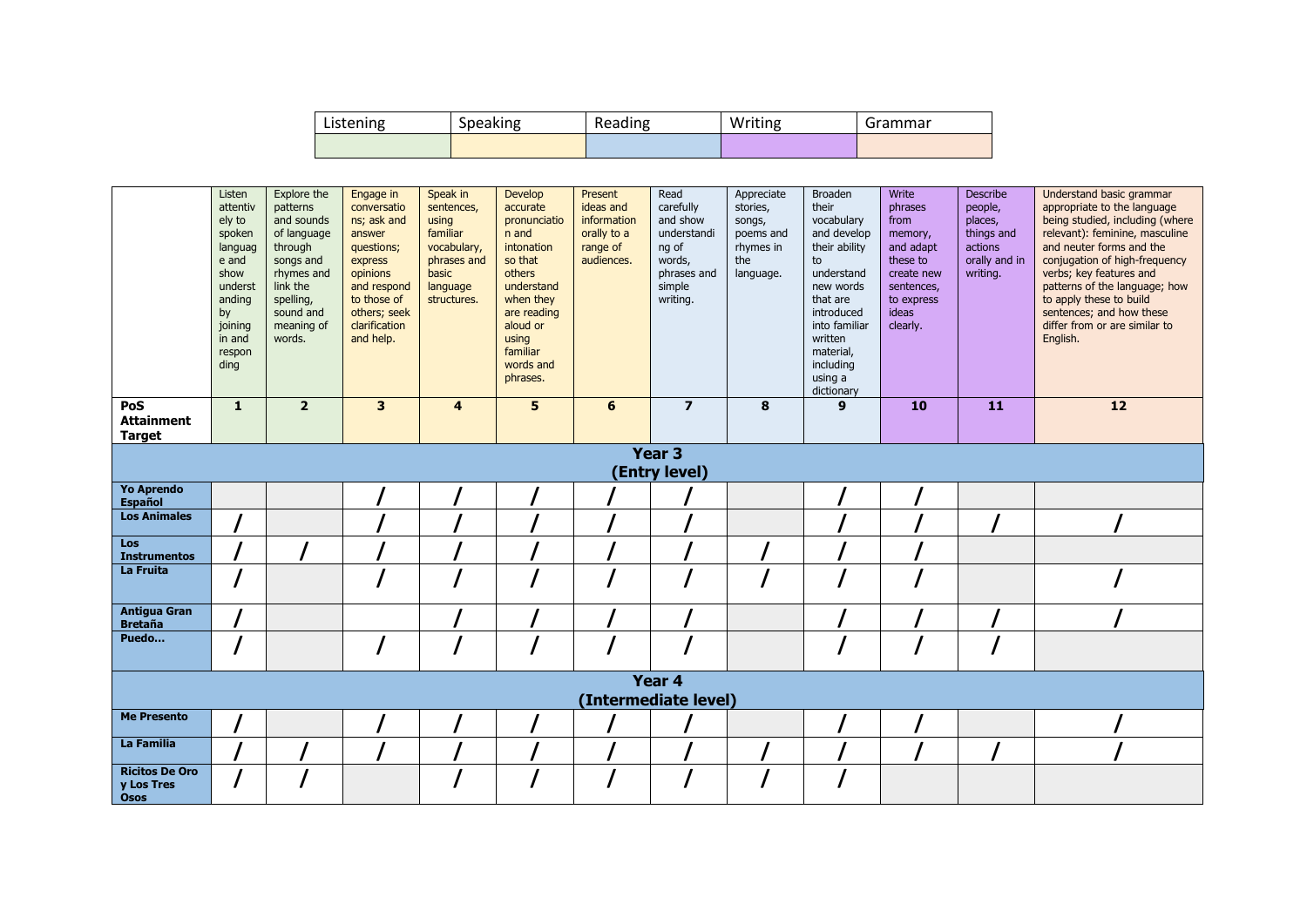| Listening | Speaking | Reading | Writing | Grammar |
|---|---|---|---|---|
| | | | | |

| | Listen attentively to spoken language and show understanding by joining in and responding | Explore the patterns and sounds of language through songs and rhymes and link the spelling, sound and meaning of words. | Engage in conversations; ask and answer questions; express opinions and respond to those of others; seek clarification and help. | Speak in sentences, using familiar vocabulary, phrases and basic language structures. | Develop accurate pronunciation and intonation so that others understand when they are reading aloud or using familiar words and phrases. | Present ideas and information orally to a range of audiences. | Read carefully and show understanding of words, phrases and simple writing. | Appreciate stories, songs, poems and rhymes in the language. | Broaden their vocabulary and develop their ability to understand new words that are introduced into familiar written material, including using a dictionary | Write phrases from memory, and adapt these to create new sentences, to express ideas clearly. | Describe people, places, things and actions orally and in writing. | Understand basic grammar appropriate to the language being studied, including (where relevant): feminine, masculine and neuter forms and the conjugation of high-frequency verbs; key features and patterns of the language; how to apply these to build sentences; and how these differ from or are similar to English. |
|---|---|---|---|---|---|---|---|---|---|---|---|---|
| **PoS Attainment Target** | **1** | **2** | **3** | **4** | **5** | **6** | **7** | **8** | **9** | **10** | **11** | **12** |
| **Year 3 (Entry level)** | | | | | | | | | | | | |
| **Yo Aprendo Español** | | | / | / | / | / | / | | / | / | | |
| **Los Animales** | / | | / | / | / | / | / | | / | / | / | / |
| **Los Instrumentos** | / | / | / | / | / | / | / | / | / | / | | |
| **La Fruita** | / | | / | / | / | / | / | / | / | / | | / |
| **Antigua Gran Bretaña** | / | | | / | / | / | / | | / | / | / | / |
| **Puedo…** | / | | / | / | / | / | / | | / | / | / | |
| **Year 4 (Intermediate level)** | | | | | | | | | | | | |
| **Me Presento** | / | | / | / | / | / | / | | / | / | | / |
| **La Familia** | / | / | / | / | / | / | / | / | / | / | / | / |
| **Ricitos De Oro y Los Tres Osos** | / | / | | / | / | / | / | / | / | | | |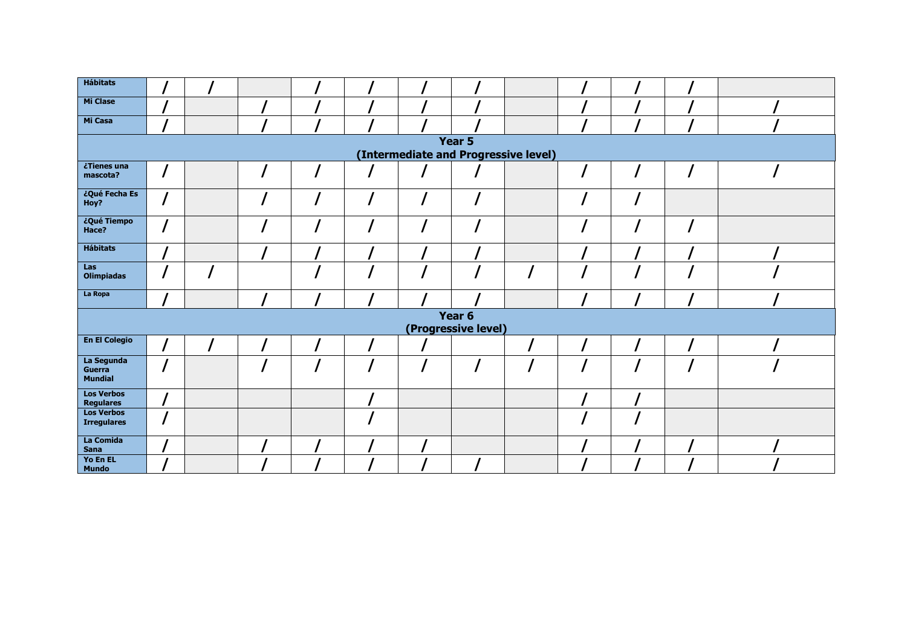| | | | | | | | | | | | | |
|---|---|---|---|---|---|---|---|---|---|---|---|---|
| **Hábitats** | / | / | | / | / | / | / | | / | / | / | |
| **Mi Clase** | / | | / | / | / | / | / | | / | / | / | / |
| **Mi Casa** | / | | / | / | / | / | / | | / | / | / | / |
| **Year 5 (Intermediate and Progressive level)** | | | | | | | | | | | | |
| **¿Tienes una mascota?** | / | | / | / | / | / | / | | / | / | / | / |
| **¿Qué Fecha Es Hoy?** | / | | / | / | / | / | / | | / | / | | |
| **¿Qué Tiempo Hace?** | / | | / | / | / | / | / | | / | / | / | |
| **Hábitats** | / | | / | / | / | / | / | | / | / | / | / |
| **Las Olimpiadas** | / | / | | / | / | / | / | / | / | / | / | / |
| **La Ropa** | / | | / | / | / | / | / | | / | / | / | / |
| **Year 6 (Progressive level)** | | | | | | | | | | | | |
| **En El Colegio** | / | / | / | / | / | / | | / | / | / | / | / |
| **La Segunda Guerra Mundial** | / | | / | / | / | / | / | / | / | / | / | / |
| **Los Verbos Regulares** | / | | | | / | | | | / | / | | |
| **Los Verbos Irregulares** | / | | | | / | | | | / | / | | |
| **La Comida Sana** | / | | / | / | / | / | | | / | / | / | / |
| **Yo En EL Mundo** | / | | / | / | / | / | / | | / | / | / | / |